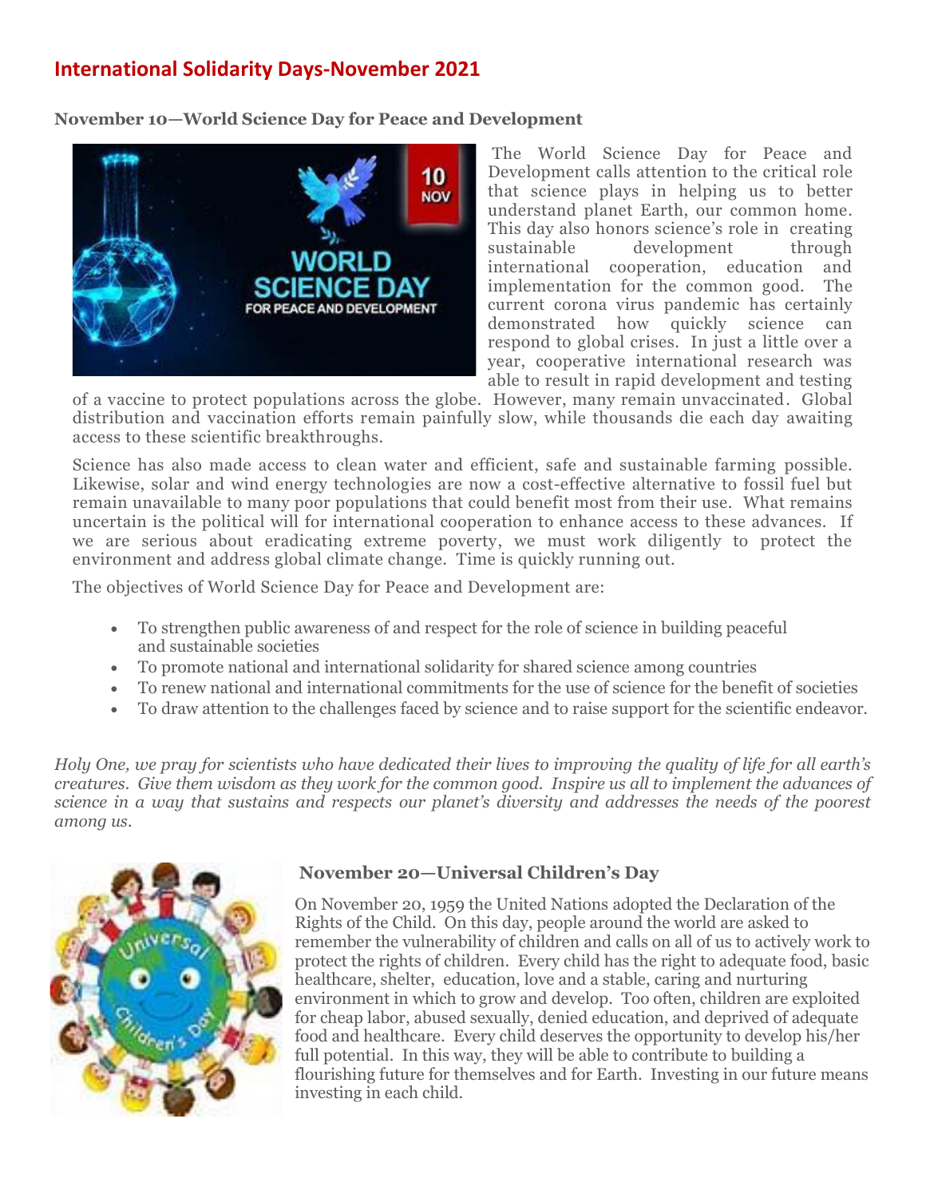# International Solidarity Days-November 2021

## November 10—World Science Day for Peace and Development

The World Science Day for Peace and Development calls attention to the critical role that science plays in helping us to better understand planet Earth, our common home. This day also honors science's role in creating sustainable development through international cooperation, education and implementation for the common good. The current corona virus pandemic has certainly demonstrated how quickly science can respond to global crises. In just a little over a year, cooperative international research was able to result in rapid development and testing of a vaccine to protect populations across the globe. However, many remain unvaccinated. Global distribution and vaccination efforts remain painfully slow, while thousands die each day awaiting access to these scientific breakthroughs.

Science has also made access to clean water and efficient, safe and sustainable farming possible. Likewise, solar and wind energy technologies are now a cost-effective alternative to fossil fuel but remain unavailable to many poor populations that could benefit most from their use. What remains uncertain is the political will for international cooperation to enhance access to these advances. If we are serious about eradicating extreme poverty, we must work diligently to protect the environment and address global climate change. Time is quickly running out.

The objectives of World Science Day for Peace and Development are:

- To strengthen public awareness of and respect for the role of science in building peaceful and sustainable societies
- To promote national and international solidarity for shared science among countries
- To renew national and international commitments for the use of science for the benefit of societies
- To draw attention to the challenges faced by science and to raise support for the scientific endeavor.

*Holy One, we pray for scientists who have dedicated their lives to improving the quality of life for all earth's creatures. Give them wisdom as they work for the common good. Inspire us all to implement the advances of science in a way that sustains and respects our planet's diversity and addresses the needs of the poorest among us.*

## November 20—Universal Children's Day

On November 20, 1959 the United Nations adopted the Declaration of the Rights of the Child. On this day, people around the world are asked to remember the vulnerability of children and calls on all of us to actively work to protect the rights of children. Every child has the right to adequate food, basic healthcare, shelter, education, love and a stable, caring and nurturing environment in which to grow and develop. Too often, children are exploited for cheap labor, abused sexually, denied education, and deprived of adequate food and healthcare. Every child deserves the opportunity to develop his/her full potential. In this way, they will be able to contribute to building a flourishing future for themselves and for Earth. Investing in our future means investing in each child.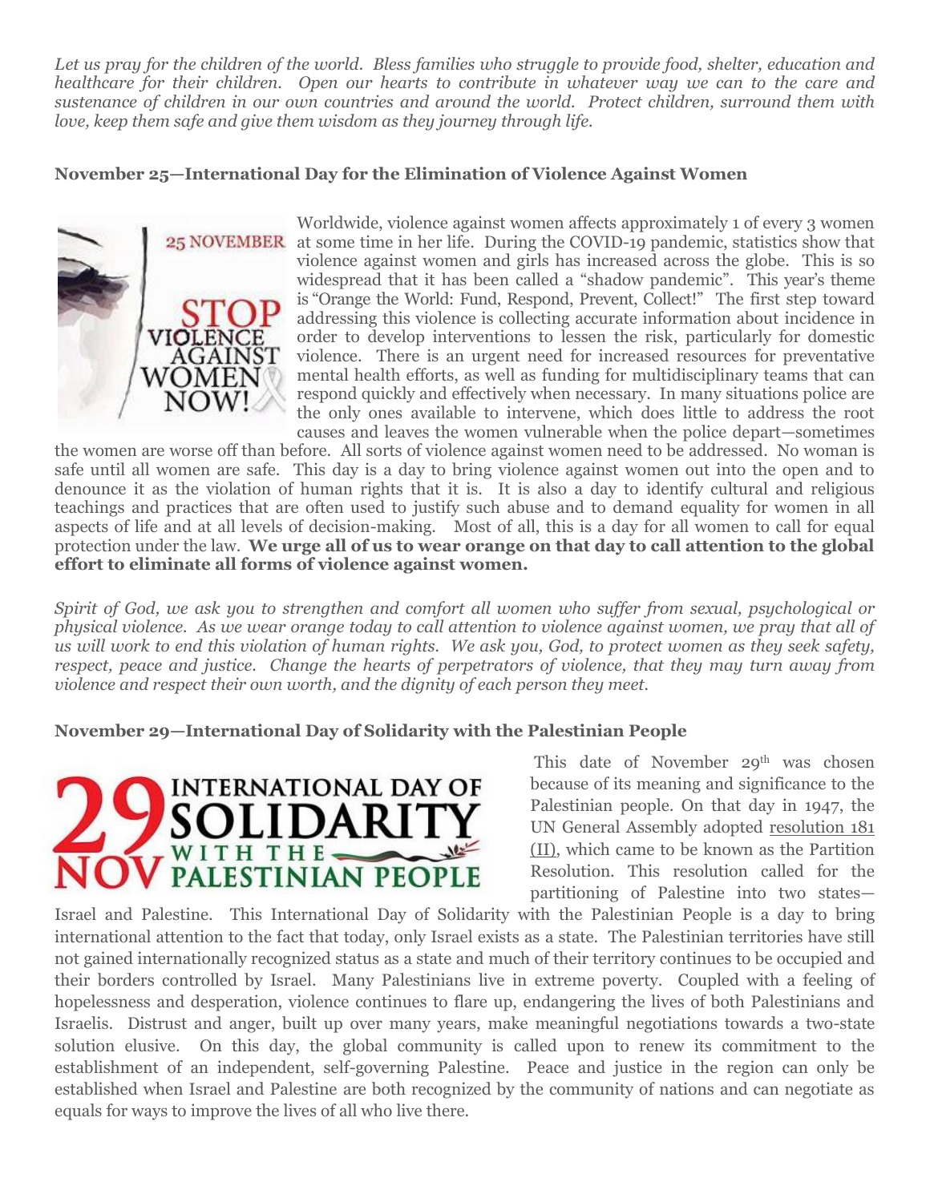*Let us pray for the children of the world. Bless families who struggle to provide food, shelter, education and healthcare for their children. Open our hearts to contribute in whatever way we can to the care and sustenance of children in our own countries and around the world. Protect children, surround them with love, keep them safe and give them wisdom as they journey through life.*

**November 25—International Day for the Elimination of Violence Against Women**

Worldwide, violence against women affects approximately 1 of every 3 women at some time in her life. During the COVID-19 pandemic, statistics show that violence against women and girls has increased across the globe. This is so widespread that it has been called a "shadow pandemic". This year's theme is "Orange the World: Fund, Respond, Prevent, Collect!" The first step toward addressing this violence is collecting accurate information about incidence in order to develop interventions to lessen the risk, particularly for domestic violence. There is an urgent need for increased resources for preventative mental health efforts, as well as funding for multidisciplinary teams that can respond quickly and effectively when necessary. In many situations police are the only ones available to intervene, which does little to address the root causes and leaves the women vulnerable when the police depart—sometimes the women are worse off than before. All sorts of violence against women need to be addressed. No woman is safe until all women are safe. This day is a day to bring violence against women out into the open and to denounce it as the violation of human rights that it is. It is also a day to identify cultural and religious teachings and practices that are often used to justify such abuse and to demand equality for women in all aspects of life and at all levels of decision-making. Most of all, this is a day for all women to call for equal protection under the law. **We urge all of us to wear orange on that day to call attention to the global effort to eliminate all forms of violence against women.**

*Spirit of God, we ask you to strengthen and comfort all women who suffer from sexual, psychological or physical violence. As we wear orange today to call attention to violence against women, we pray that all of us will work to end this violation of human rights. We ask you, God, to protect women as they seek safety, respect, peace and justice. Change the hearts of perpetrators of violence, that they may turn away from violence and respect their own worth, and the dignity of each person they meet.*

**November 29—International Day of Solidarity with the Palestinian People**

This date of November 29th was chosen because of its meaning and significance to the Palestinian people. On that day in 1947, the UN General Assembly adopted resolution 181 (II), which came to be known as the Partition Resolution. This resolution called for the partitioning of Palestine into two states—Israel and Palestine. This International Day of Solidarity with the Palestinian People is a day to bring international attention to the fact that today, only Israel exists as a state. The Palestinian territories have still not gained internationally recognized status as a state and much of their territory continues to be occupied and their borders controlled by Israel. Many Palestinians live in extreme poverty. Coupled with a feeling of hopelessness and desperation, violence continues to flare up, endangering the lives of both Palestinians and Israelis. Distrust and anger, built up over many years, make meaningful negotiations towards a two-state solution elusive. On this day, the global community is called upon to renew its commitment to the establishment of an independent, self-governing Palestine. Peace and justice in the region can only be established when Israel and Palestine are both recognized by the community of nations and can negotiate as equals for ways to improve the lives of all who live there.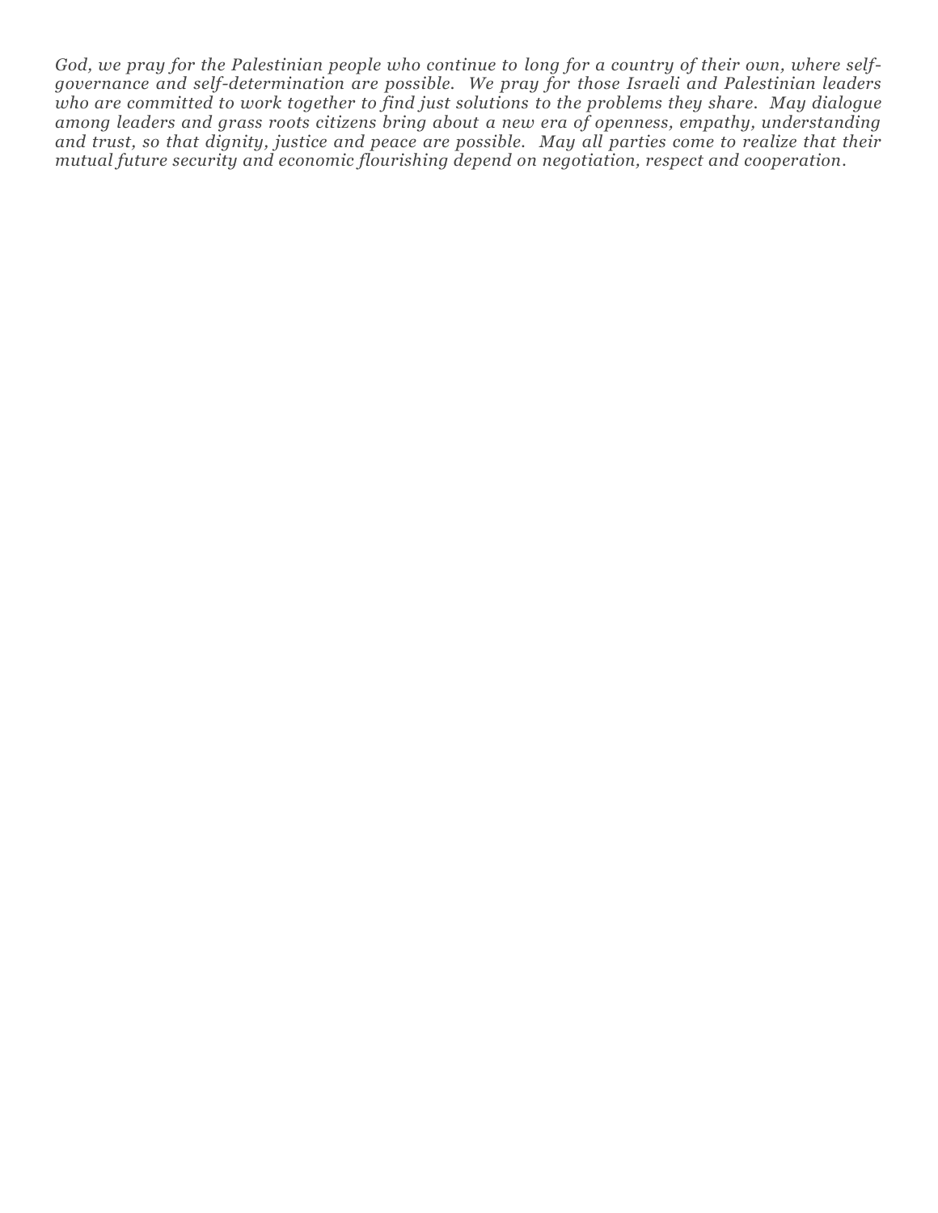*God, we pray for the Palestinian people who continue to long for a country of their own, where self-governance and self-determination are possible. We pray for those Israeli and Palestinian leaders who are committed to work together to find just solutions to the problems they share. May dialogue among leaders and grass roots citizens bring about a new era of openness, empathy, understanding and trust, so that dignity, justice and peace are possible. May all parties come to realize that their mutual future security and economic flourishing depend on negotiation, respect and cooperation.*